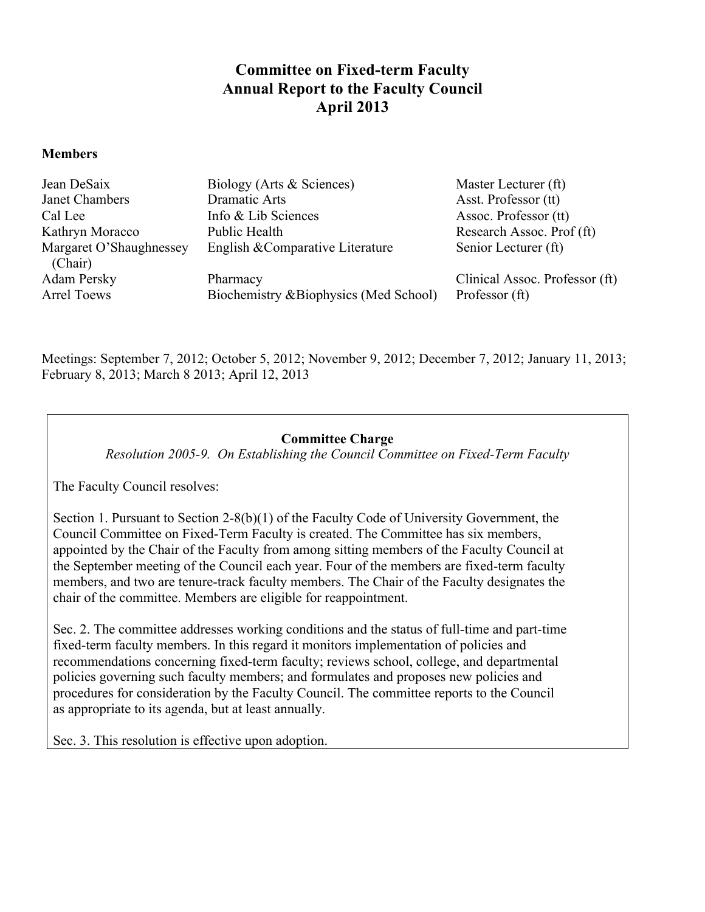# Committee on Fixed-term Faculty
# Annual Report to the Faculty Council
# April 2013

**Members**

| | | |
|---|---|---|
| Jean DeSaix | Biology (Arts & Sciences) | Master Lecturer (ft) |
| Janet Chambers | Dramatic Arts | Asst. Professor (tt) |
| Cal Lee | Info & Lib Sciences | Assoc. Professor (tt) |
| Kathryn Moracco | Public Health | Research Assoc. Prof (ft) |
| Margaret O'Shaughnessey (Chair) | English &Comparative Literature | Senior Lecturer (ft) |
| Adam Persky | Pharmacy | Clinical Assoc. Professor (ft) |
| Arrel Toews | Biochemistry &Biophysics (Med School) | Professor (ft) |

Meetings: September 7, 2012; October 5, 2012; November 9, 2012; December 7, 2012; January 11, 2013; February 8, 2013; March 8 2013; April 12, 2013

**Committee Charge**

*Resolution 2005-9. On Establishing the Council Committee on Fixed-Term Faculty*

The Faculty Council resolves:

Section 1. Pursuant to Section 2-8(b)(1) of the Faculty Code of University Government, the Council Committee on Fixed-Term Faculty is created. The Committee has six members, appointed by the Chair of the Faculty from among sitting members of the Faculty Council at the September meeting of the Council each year. Four of the members are fixed-term faculty members, and two are tenure-track faculty members. The Chair of the Faculty designates the chair of the committee. Members are eligible for reappointment.

Sec. 2. The committee addresses working conditions and the status of full-time and part-time fixed-term faculty members. In this regard it monitors implementation of policies and recommendations concerning fixed-term faculty; reviews school, college, and departmental policies governing such faculty members; and formulates and proposes new policies and procedures for consideration by the Faculty Council. The committee reports to the Council as appropriate to its agenda, but at least annually.

Sec. 3. This resolution is effective upon adoption.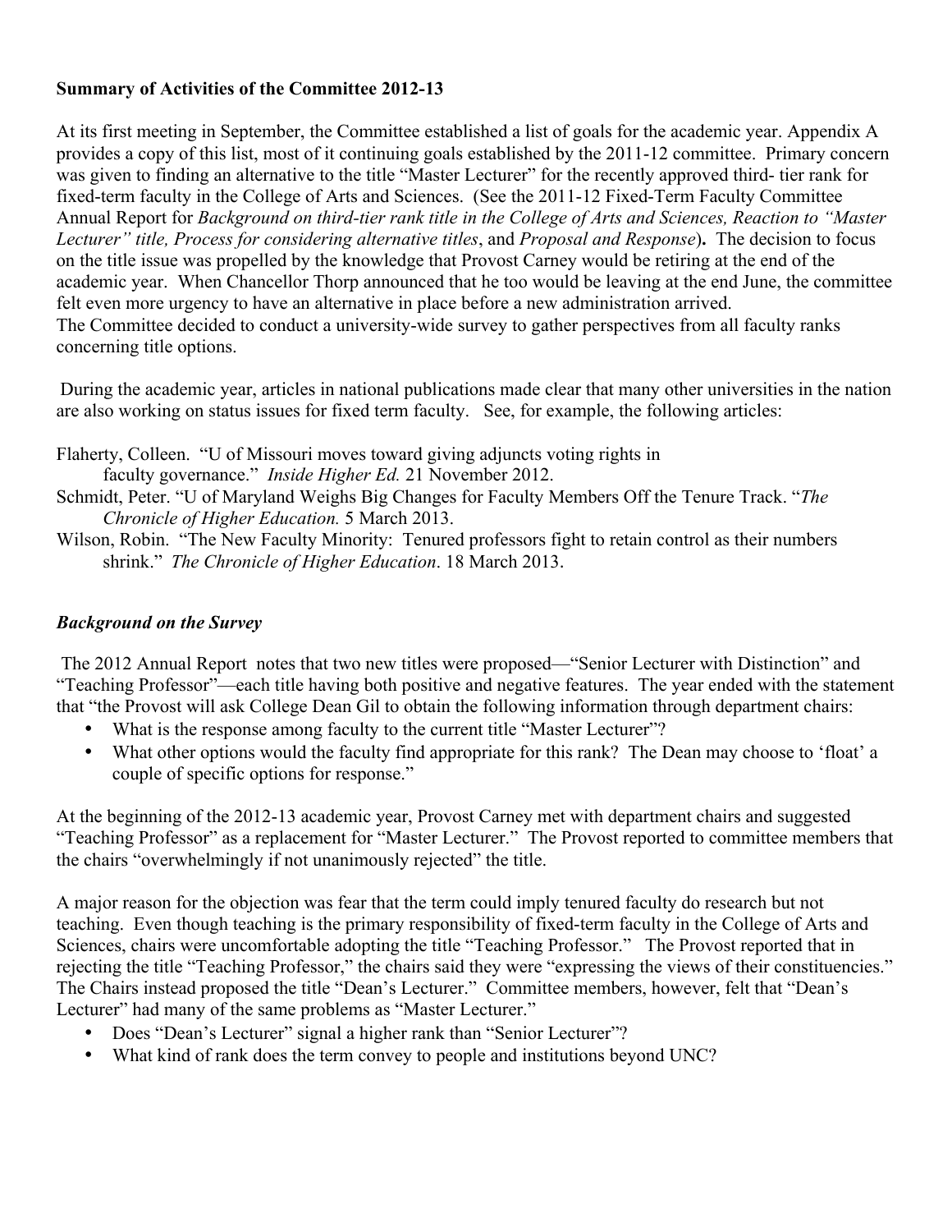**Summary of Activities of the Committee 2012-13**

At its first meeting in September, the Committee established a list of goals for the academic year. Appendix A provides a copy of this list, most of it continuing goals established by the 2011-12 committee. Primary concern was given to finding an alternative to the title "Master Lecturer" for the recently approved third- tier rank for fixed-term faculty in the College of Arts and Sciences. (See the 2011-12 Fixed-Term Faculty Committee Annual Report for *Background on third-tier rank title in the College of Arts and Sciences, Reaction to "Master Lecturer" title, Process for considering alternative titles*, and *Proposal and Response*)**.** The decision to focus on the title issue was propelled by the knowledge that Provost Carney would be retiring at the end of the academic year. When Chancellor Thorp announced that he too would be leaving at the end June, the committee felt even more urgency to have an alternative in place before a new administration arrived.
The Committee decided to conduct a university-wide survey to gather perspectives from all faculty ranks concerning title options.

During the academic year, articles in national publications made clear that many other universities in the nation are also working on status issues for fixed term faculty. See, for example, the following articles:

Flaherty, Colleen. "U of Missouri moves toward giving adjuncts voting rights in faculty governance." *Inside Higher Ed.* 21 November 2012.

Schmidt, Peter. "U of Maryland Weighs Big Changes for Faculty Members Off the Tenure Track. "*The Chronicle of Higher Education.* 5 March 2013.

Wilson, Robin. "The New Faculty Minority: Tenured professors fight to retain control as their numbers shrink." *The Chronicle of Higher Education*. 18 March 2013.

***Background on the Survey***

The 2012 Annual Report notes that two new titles were proposed—"Senior Lecturer with Distinction" and "Teaching Professor"—each title having both positive and negative features. The year ended with the statement that "the Provost will ask College Dean Gil to obtain the following information through department chairs:

- What is the response among faculty to the current title "Master Lecturer"?
- What other options would the faculty find appropriate for this rank? The Dean may choose to 'float' a couple of specific options for response."

At the beginning of the 2012-13 academic year, Provost Carney met with department chairs and suggested "Teaching Professor" as a replacement for "Master Lecturer." The Provost reported to committee members that the chairs "overwhelmingly if not unanimously rejected" the title.

A major reason for the objection was fear that the term could imply tenured faculty do research but not teaching. Even though teaching is the primary responsibility of fixed-term faculty in the College of Arts and Sciences, chairs were uncomfortable adopting the title "Teaching Professor." The Provost reported that in rejecting the title "Teaching Professor," the chairs said they were "expressing the views of their constituencies." The Chairs instead proposed the title "Dean's Lecturer." Committee members, however, felt that "Dean's Lecturer" had many of the same problems as "Master Lecturer."

- Does "Dean's Lecturer" signal a higher rank than "Senior Lecturer"?
- What kind of rank does the term convey to people and institutions beyond UNC?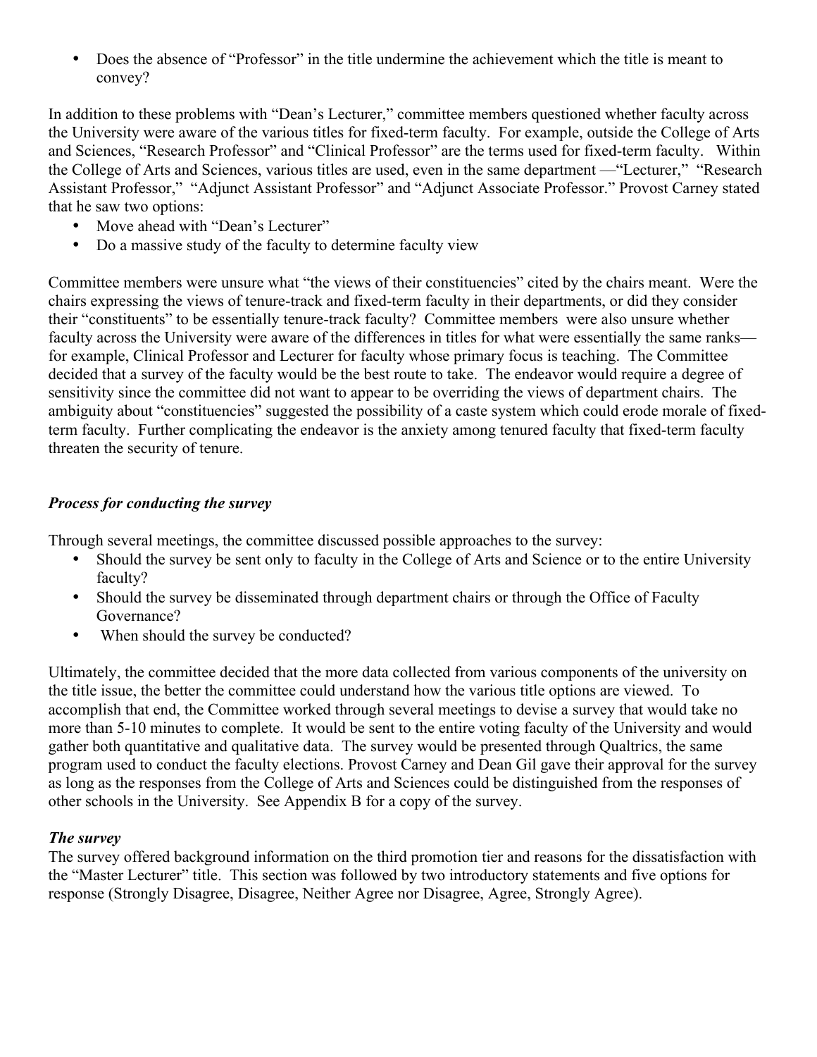- Does the absence of "Professor" in the title undermine the achievement which the title is meant to convey?

In addition to these problems with "Dean's Lecturer," committee members questioned whether faculty across the University were aware of the various titles for fixed-term faculty. For example, outside the College of Arts and Sciences, "Research Professor" and "Clinical Professor" are the terms used for fixed-term faculty. Within the College of Arts and Sciences, various titles are used, even in the same department —"Lecturer," "Research Assistant Professor," "Adjunct Assistant Professor" and "Adjunct Associate Professor." Provost Carney stated that he saw two options:

- Move ahead with "Dean's Lecturer"
- Do a massive study of the faculty to determine faculty view

Committee members were unsure what "the views of their constituencies" cited by the chairs meant. Were the chairs expressing the views of tenure-track and fixed-term faculty in their departments, or did they consider their "constituents" to be essentially tenure-track faculty? Committee members were also unsure whether faculty across the University were aware of the differences in titles for what were essentially the same ranks—for example, Clinical Professor and Lecturer for faculty whose primary focus is teaching. The Committee decided that a survey of the faculty would be the best route to take. The endeavor would require a degree of sensitivity since the committee did not want to appear to be overriding the views of department chairs. The ambiguity about "constituencies" suggested the possibility of a caste system which could erode morale of fixed-term faculty. Further complicating the endeavor is the anxiety among tenured faculty that fixed-term faculty threaten the security of tenure.

### *Process for conducting the survey*

Through several meetings, the committee discussed possible approaches to the survey:

- Should the survey be sent only to faculty in the College of Arts and Science or to the entire University faculty?
- Should the survey be disseminated through department chairs or through the Office of Faculty Governance?
- When should the survey be conducted?

Ultimately, the committee decided that the more data collected from various components of the university on the title issue, the better the committee could understand how the various title options are viewed. To accomplish that end, the Committee worked through several meetings to devise a survey that would take no more than 5-10 minutes to complete. It would be sent to the entire voting faculty of the University and would gather both quantitative and qualitative data. The survey would be presented through Qualtrics, the same program used to conduct the faculty elections. Provost Carney and Dean Gil gave their approval for the survey as long as the responses from the College of Arts and Sciences could be distinguished from the responses of other schools in the University. See Appendix B for a copy of the survey.

### *The survey*

The survey offered background information on the third promotion tier and reasons for the dissatisfaction with the "Master Lecturer" title. This section was followed by two introductory statements and five options for response (Strongly Disagree, Disagree, Neither Agree nor Disagree, Agree, Strongly Agree).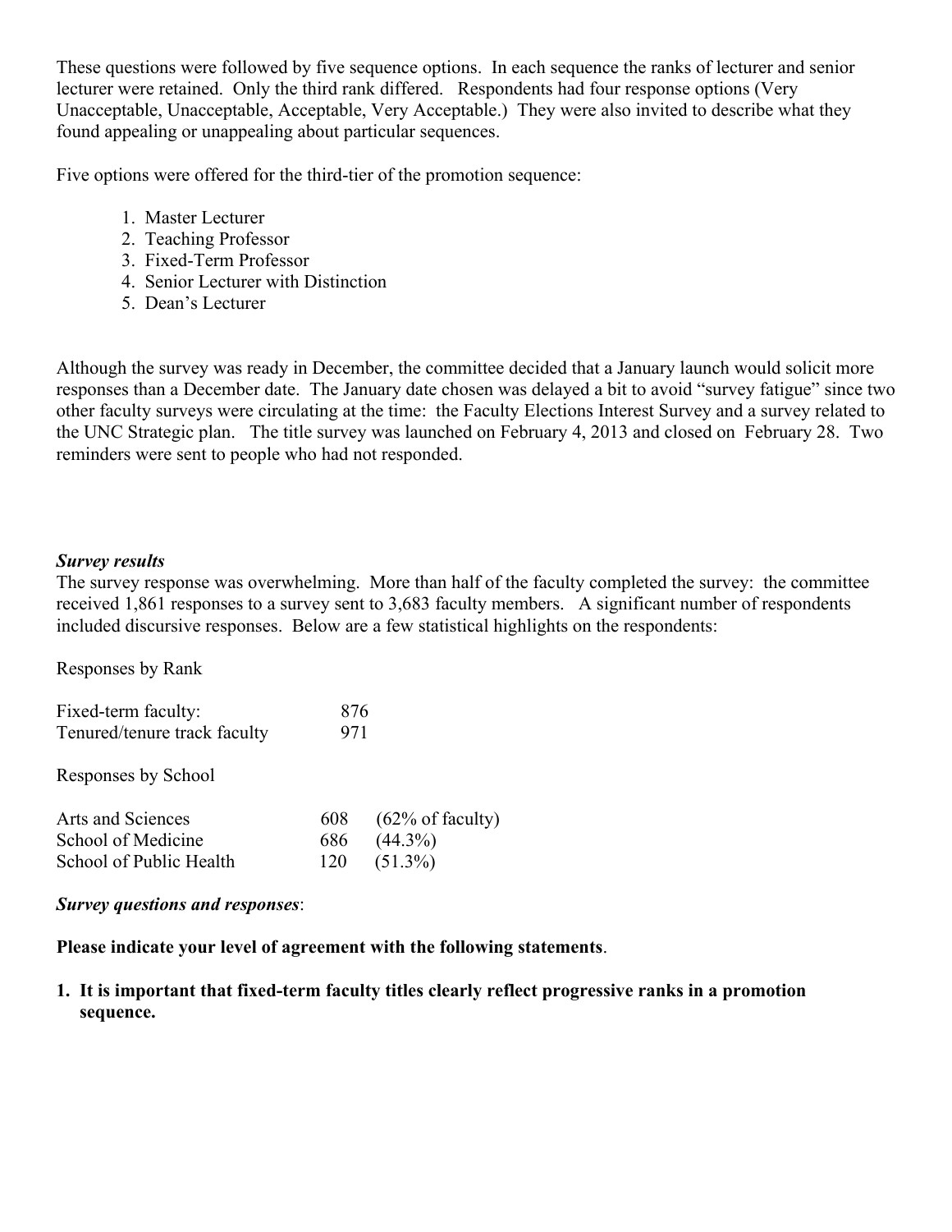These questions were followed by five sequence options. In each sequence the ranks of lecturer and senior lecturer were retained. Only the third rank differed. Respondents had four response options (Very Unacceptable, Unacceptable, Acceptable, Very Acceptable.) They were also invited to describe what they found appealing or unappealing about particular sequences.

Five options were offered for the third-tier of the promotion sequence:

1. Master Lecturer
2. Teaching Professor
3. Fixed-Term Professor
4. Senior Lecturer with Distinction
5. Dean's Lecturer

Although the survey was ready in December, the committee decided that a January launch would solicit more responses than a December date. The January date chosen was delayed a bit to avoid "survey fatigue" since two other faculty surveys were circulating at the time: the Faculty Elections Interest Survey and a survey related to the UNC Strategic plan. The title survey was launched on February 4, 2013 and closed on February 28. Two reminders were sent to people who had not responded.

***Survey results***

The survey response was overwhelming. More than half of the faculty completed the survey: the committee received 1,861 responses to a survey sent to 3,683 faculty members. A significant number of respondents included discursive responses. Below are a few statistical highlights on the respondents:

Responses by Rank

| | |
|---|---|
| Fixed-term faculty: | 876 |
| Tenured/tenure track faculty | 971 |

Responses by School

| | | |
|---|---|---|
| Arts and Sciences | 608 | (62% of faculty) |
| School of Medicine | 686 | (44.3%) |
| School of Public Health | 120 | (51.3%) |

***Survey questions and responses***:

**Please indicate your level of agreement with the following statements**.

1. **It is important that fixed-term faculty titles clearly reflect progressive ranks in a promotion sequence.**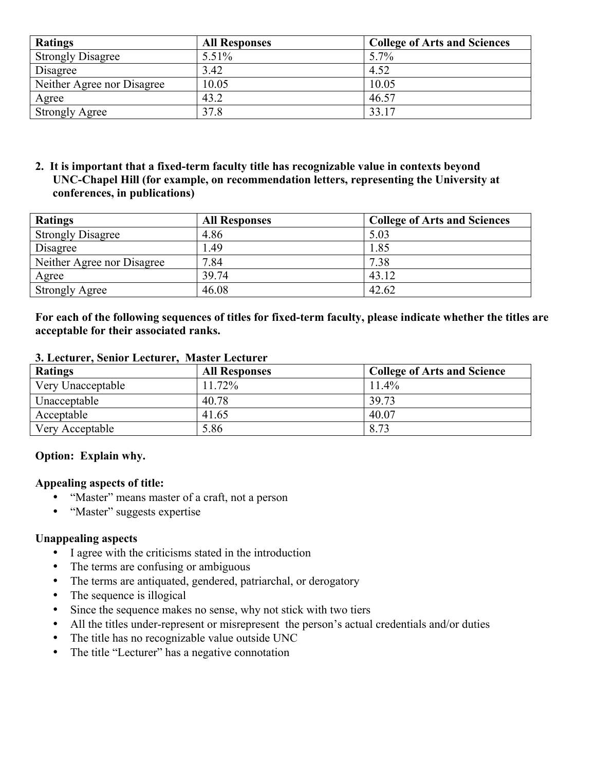| Ratings | All Responses | College of Arts and Sciences |
|---|---|---|
| Strongly Disagree | 5.51% | 5.7% |
| Disagree | 3.42 | 4.52 |
| Neither Agree nor Disagree | 10.05 | 10.05 |
| Agree | 43.2 | 46.57 |
| Strongly Agree | 37.8 | 33.17 |

**2. It is important that a fixed-term faculty title has recognizable value in contexts beyond UNC-Chapel Hill (for example, on recommendation letters, representing the University at conferences, in publications)**

| Ratings | All Responses | College of Arts and Sciences |
|---|---|---|
| Strongly Disagree | 4.86 | 5.03 |
| Disagree | 1.49 | 1.85 |
| Neither Agree nor Disagree | 7.84 | 7.38 |
| Agree | 39.74 | 43.12 |
| Strongly Agree | 46.08 | 42.62 |

**For each of the following sequences of titles for fixed-term faculty, please indicate whether the titles are acceptable for their associated ranks.**

**3. Lecturer, Senior Lecturer, Master Lecturer**

| Ratings | All Responses | College of Arts and Science |
|---|---|---|
| Very Unacceptable | 11.72% | 11.4% |
| Unacceptable | 40.78 | 39.73 |
| Acceptable | 41.65 | 40.07 |
| Very Acceptable | 5.86 | 8.73 |

**Option: Explain why.**

**Appealing aspects of title:**

- "Master" means master of a craft, not a person
- "Master" suggests expertise

**Unappealing aspects**

- I agree with the criticisms stated in the introduction
- The terms are confusing or ambiguous
- The terms are antiquated, gendered, patriarchal, or derogatory
- The sequence is illogical
- Since the sequence makes no sense, why not stick with two tiers
- All the titles under-represent or misrepresent the person's actual credentials and/or duties
- The title has no recognizable value outside UNC
- The title "Lecturer" has a negative connotation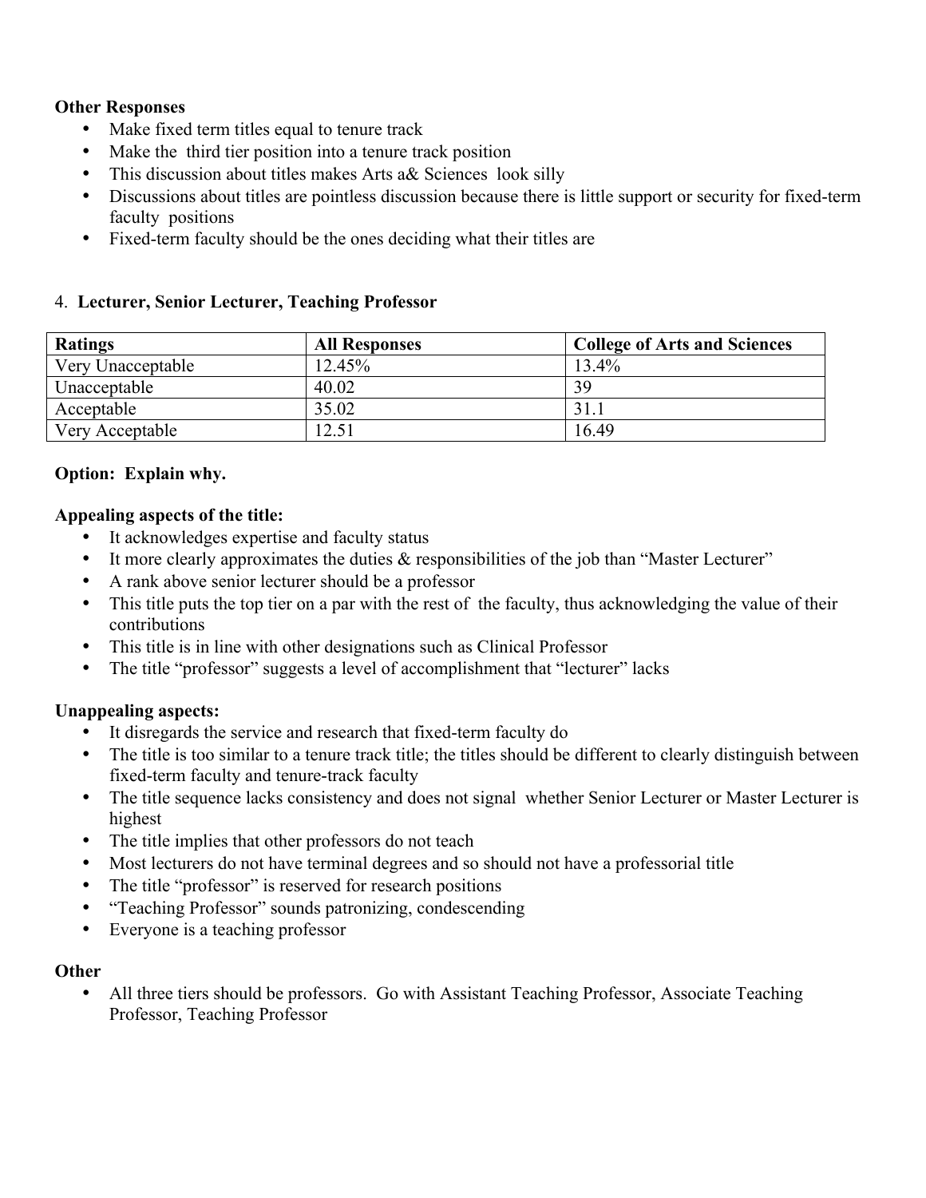**Other Responses**

- Make fixed term titles equal to tenure track
- Make the third tier position into a tenure track position
- This discussion about titles makes Arts a& Sciences look silly
- Discussions about titles are pointless discussion because there is little support or security for fixed-term faculty positions
- Fixed-term faculty should be the ones deciding what their titles are

4. **Lecturer, Senior Lecturer, Teaching Professor**

| Ratings | All Responses | College of Arts and Sciences |
|---|---|---|
| Very Unacceptable | 12.45% | 13.4% |
| Unacceptable | 40.02 | 39 |
| Acceptable | 35.02 | 31.1 |
| Very Acceptable | 12.51 | 16.49 |

**Option: Explain why.**

**Appealing aspects of the title:**

- It acknowledges expertise and faculty status
- It more clearly approximates the duties & responsibilities of the job than "Master Lecturer"
- A rank above senior lecturer should be a professor
- This title puts the top tier on a par with the rest of the faculty, thus acknowledging the value of their contributions
- This title is in line with other designations such as Clinical Professor
- The title "professor" suggests a level of accomplishment that "lecturer" lacks

**Unappealing aspects:**

- It disregards the service and research that fixed-term faculty do
- The title is too similar to a tenure track title; the titles should be different to clearly distinguish between fixed-term faculty and tenure-track faculty
- The title sequence lacks consistency and does not signal whether Senior Lecturer or Master Lecturer is highest
- The title implies that other professors do not teach
- Most lecturers do not have terminal degrees and so should not have a professorial title
- The title "professor" is reserved for research positions
- "Teaching Professor" sounds patronizing, condescending
- Everyone is a teaching professor

**Other**

- All three tiers should be professors. Go with Assistant Teaching Professor, Associate Teaching Professor, Teaching Professor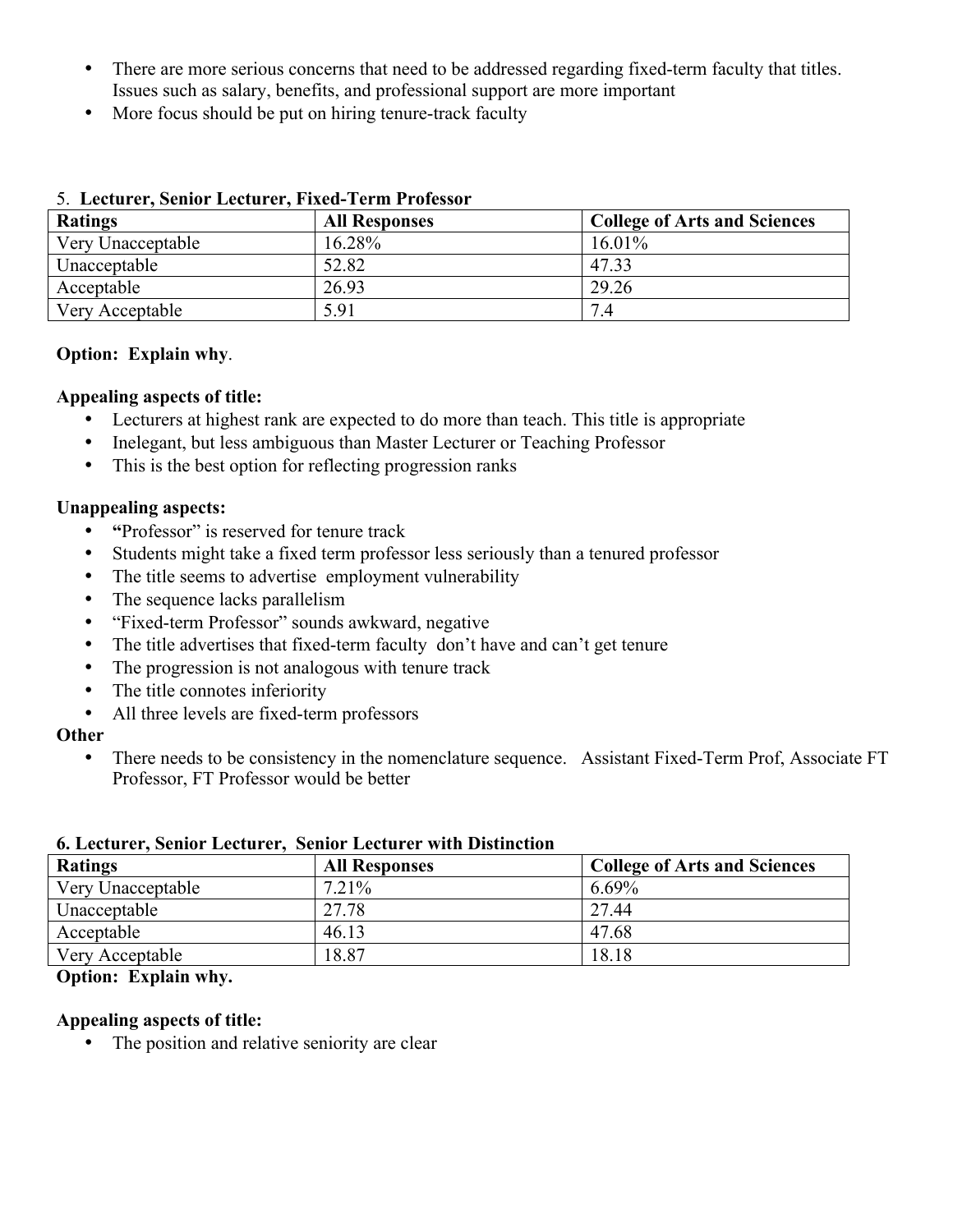- There are more serious concerns that need to be addressed regarding fixed-term faculty that titles. Issues such as salary, benefits, and professional support are more important
- More focus should be put on hiring tenure-track faculty

5. **Lecturer, Senior Lecturer, Fixed-Term Professor**

| Ratings | All Responses | College of Arts and Sciences |
|---|---|---|
| Very Unacceptable | 16.28% | 16.01% |
| Unacceptable | 52.82 | 47.33 |
| Acceptable | 26.93 | 29.26 |
| Very Acceptable | 5.91 | 7.4 |

**Option: Explain why**.

**Appealing aspects of title:**

- Lecturers at highest rank are expected to do more than teach. This title is appropriate
- Inelegant, but less ambiguous than Master Lecturer or Teaching Professor
- This is the best option for reflecting progression ranks

**Unappealing aspects:**

- **"**Professor" is reserved for tenure track
- Students might take a fixed term professor less seriously than a tenured professor
- The title seems to advertise employment vulnerability
- The sequence lacks parallelism
- "Fixed-term Professor" sounds awkward, negative
- The title advertises that fixed-term faculty don't have and can't get tenure
- The progression is not analogous with tenure track
- The title connotes inferiority
- All three levels are fixed-term professors

**Other**

- There needs to be consistency in the nomenclature sequence. Assistant Fixed-Term Prof, Associate FT Professor, FT Professor would be better

**6. Lecturer, Senior Lecturer, Senior Lecturer with Distinction**

| Ratings | All Responses | College of Arts and Sciences |
|---|---|---|
| Very Unacceptable | 7.21% | 6.69% |
| Unacceptable | 27.78 | 27.44 |
| Acceptable | 46.13 | 47.68 |
| Very Acceptable | 18.87 | 18.18 |

**Option: Explain why.**

**Appealing aspects of title:**

- The position and relative seniority are clear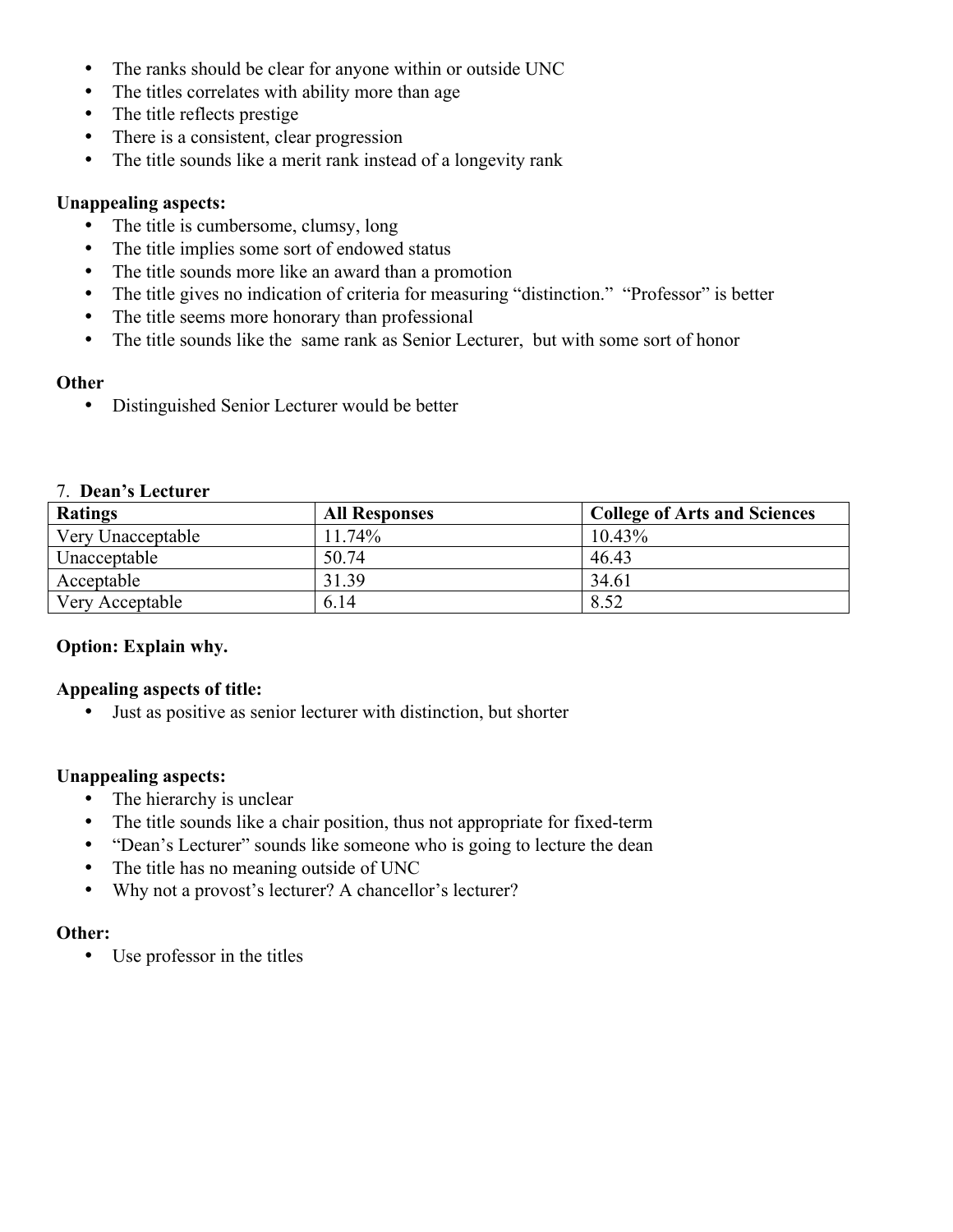- The ranks should be clear for anyone within or outside UNC
- The titles correlates with ability more than age
- The title reflects prestige
- There is a consistent, clear progression
- The title sounds like a merit rank instead of a longevity rank

**Unappealing aspects:**

- The title is cumbersome, clumsy, long
- The title implies some sort of endowed status
- The title sounds more like an award than a promotion
- The title gives no indication of criteria for measuring "distinction." "Professor" is better
- The title seems more honorary than professional
- The title sounds like the same rank as Senior Lecturer, but with some sort of honor

**Other**

- Distinguished Senior Lecturer would be better

7. **Dean's Lecturer**

| Ratings | All Responses | College of Arts and Sciences |
|---|---|---|
| Very Unacceptable | 11.74% | 10.43% |
| Unacceptable | 50.74 | 46.43 |
| Acceptable | 31.39 | 34.61 |
| Very Acceptable | 6.14 | 8.52 |

**Option: Explain why.**

**Appealing aspects of title:**

- Just as positive as senior lecturer with distinction, but shorter

**Unappealing aspects:**

- The hierarchy is unclear
- The title sounds like a chair position, thus not appropriate for fixed-term
- "Dean's Lecturer" sounds like someone who is going to lecture the dean
- The title has no meaning outside of UNC
- Why not a provost's lecturer? A chancellor's lecturer?

**Other:**

- Use professor in the titles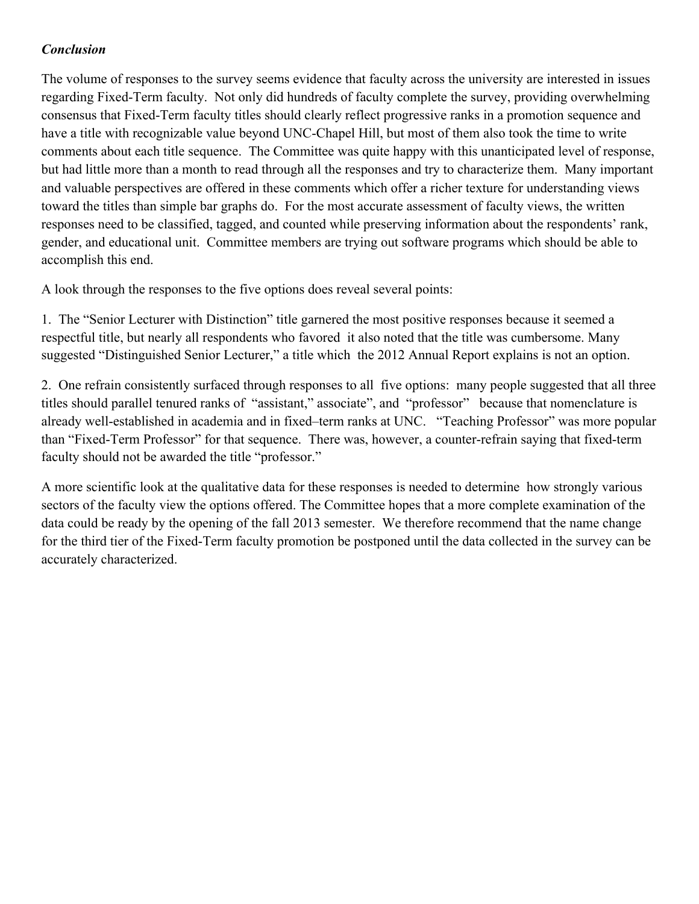### *Conclusion*

The volume of responses to the survey seems evidence that faculty across the university are interested in issues regarding Fixed-Term faculty. Not only did hundreds of faculty complete the survey, providing overwhelming consensus that Fixed-Term faculty titles should clearly reflect progressive ranks in a promotion sequence and have a title with recognizable value beyond UNC-Chapel Hill, but most of them also took the time to write comments about each title sequence. The Committee was quite happy with this unanticipated level of response, but had little more than a month to read through all the responses and try to characterize them. Many important and valuable perspectives are offered in these comments which offer a richer texture for understanding views toward the titles than simple bar graphs do. For the most accurate assessment of faculty views, the written responses need to be classified, tagged, and counted while preserving information about the respondents' rank, gender, and educational unit. Committee members are trying out software programs which should be able to accomplish this end.

A look through the responses to the five options does reveal several points:

1. The "Senior Lecturer with Distinction" title garnered the most positive responses because it seemed a respectful title, but nearly all respondents who favored it also noted that the title was cumbersome. Many suggested "Distinguished Senior Lecturer," a title which the 2012 Annual Report explains is not an option.

2. One refrain consistently surfaced through responses to all five options: many people suggested that all three titles should parallel tenured ranks of "assistant," associate", and "professor" because that nomenclature is already well-established in academia and in fixed–term ranks at UNC. "Teaching Professor" was more popular than "Fixed-Term Professor" for that sequence. There was, however, a counter-refrain saying that fixed-term faculty should not be awarded the title "professor."

A more scientific look at the qualitative data for these responses is needed to determine how strongly various sectors of the faculty view the options offered. The Committee hopes that a more complete examination of the data could be ready by the opening of the fall 2013 semester. We therefore recommend that the name change for the third tier of the Fixed-Term faculty promotion be postponed until the data collected in the survey can be accurately characterized.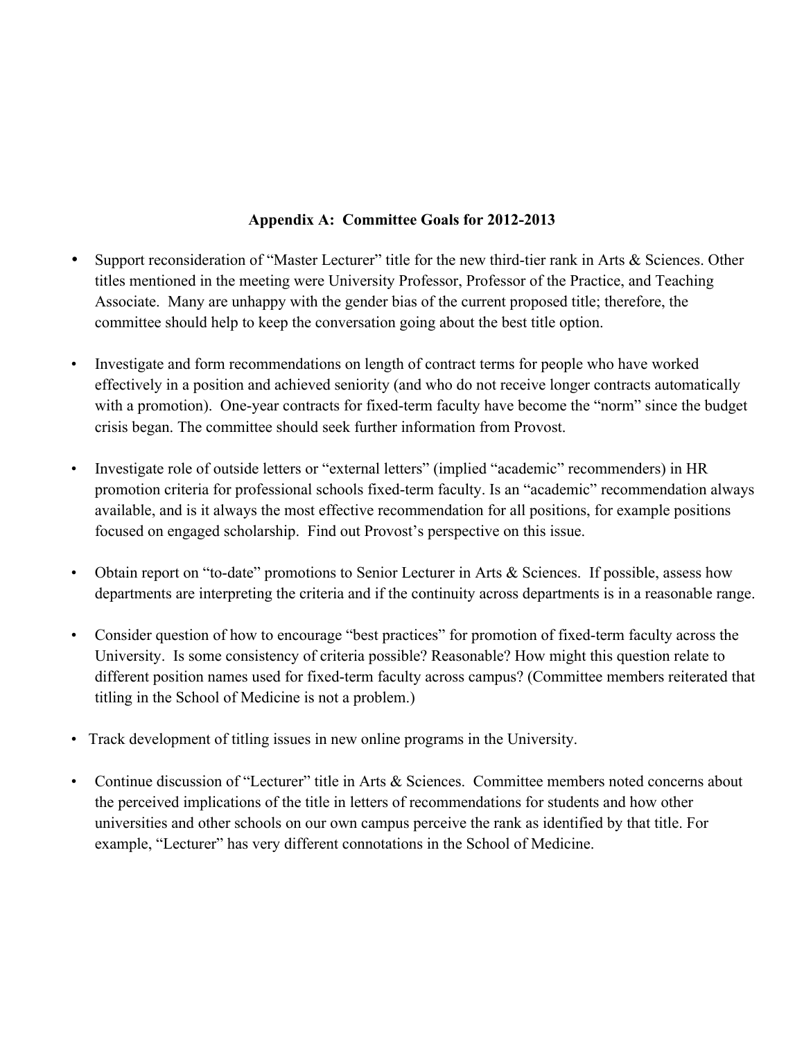## Appendix A: Committee Goals for 2012-2013

- Support reconsideration of "Master Lecturer" title for the new third-tier rank in Arts & Sciences. Other titles mentioned in the meeting were University Professor, Professor of the Practice, and Teaching Associate. Many are unhappy with the gender bias of the current proposed title; therefore, the committee should help to keep the conversation going about the best title option.

- Investigate and form recommendations on length of contract terms for people who have worked effectively in a position and achieved seniority (and who do not receive longer contracts automatically with a promotion). One-year contracts for fixed-term faculty have become the "norm" since the budget crisis began. The committee should seek further information from Provost.

- Investigate role of outside letters or "external letters" (implied "academic" recommenders) in HR promotion criteria for professional schools fixed-term faculty. Is an "academic" recommendation always available, and is it always the most effective recommendation for all positions, for example positions focused on engaged scholarship. Find out Provost's perspective on this issue.

- Obtain report on "to-date" promotions to Senior Lecturer in Arts & Sciences. If possible, assess how departments are interpreting the criteria and if the continuity across departments is in a reasonable range.

- Consider question of how to encourage "best practices" for promotion of fixed-term faculty across the University. Is some consistency of criteria possible? Reasonable? How might this question relate to different position names used for fixed-term faculty across campus? (Committee members reiterated that titling in the School of Medicine is not a problem.)

- Track development of titling issues in new online programs in the University.

- Continue discussion of "Lecturer" title in Arts & Sciences. Committee members noted concerns about the perceived implications of the title in letters of recommendations for students and how other universities and other schools on our own campus perceive the rank as identified by that title. For example, "Lecturer" has very different connotations in the School of Medicine.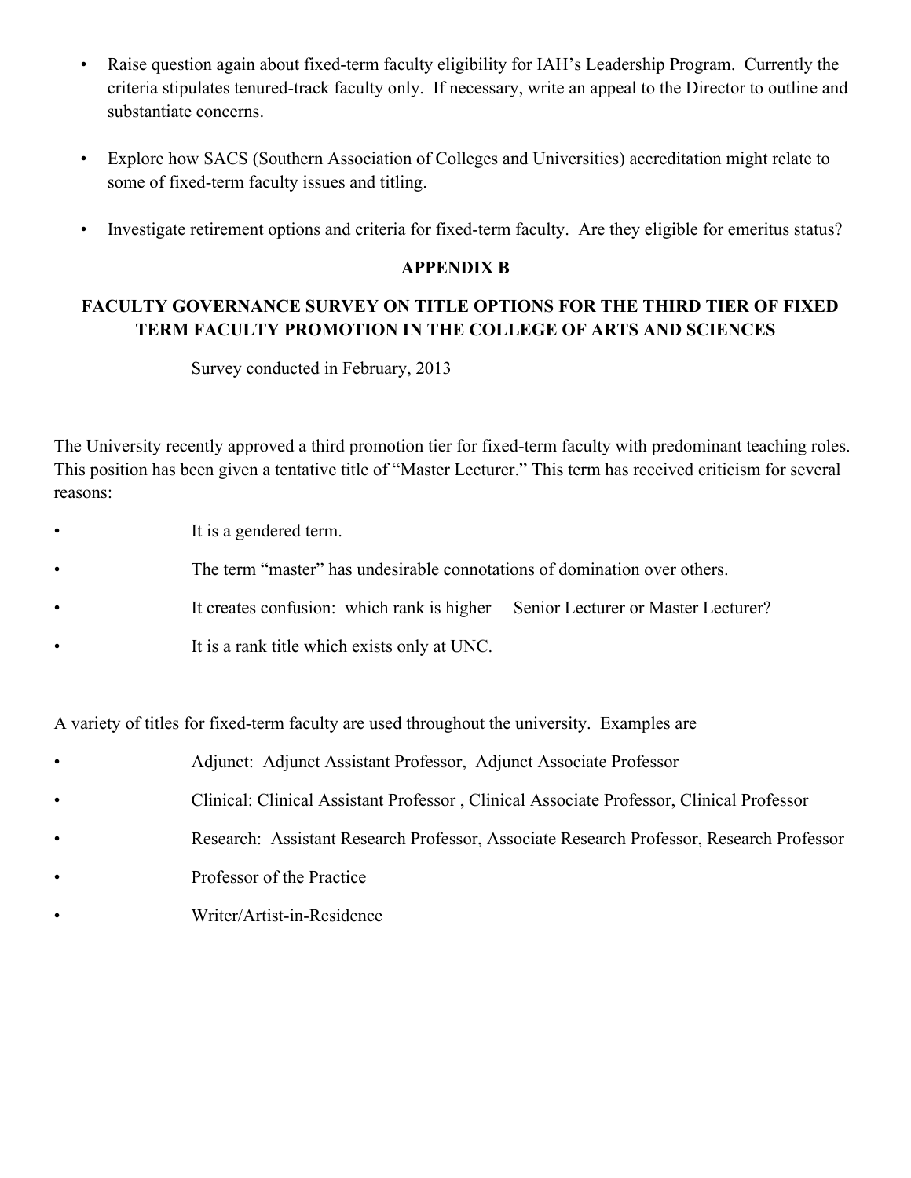- Raise question again about fixed-term faculty eligibility for IAH's Leadership Program. Currently the criteria stipulates tenured-track faculty only. If necessary, write an appeal to the Director to outline and substantiate concerns.

- Explore how SACS (Southern Association of Colleges and Universities) accreditation might relate to some of fixed-term faculty issues and titling.

- Investigate retirement options and criteria for fixed-term faculty. Are they eligible for emeritus status?

## APPENDIX B

## FACULTY GOVERNANCE SURVEY ON TITLE OPTIONS FOR THE THIRD TIER OF FIXED TERM FACULTY PROMOTION IN THE COLLEGE OF ARTS AND SCIENCES

Survey conducted in February, 2013

The University recently approved a third promotion tier for fixed-term faculty with predominant teaching roles. This position has been given a tentative title of "Master Lecturer." This term has received criticism for several reasons:

- It is a gendered term.
- The term "master" has undesirable connotations of domination over others.
- It creates confusion: which rank is higher— Senior Lecturer or Master Lecturer?
- It is a rank title which exists only at UNC.

A variety of titles for fixed-term faculty are used throughout the university. Examples are

- Adjunct: Adjunct Assistant Professor, Adjunct Associate Professor
- Clinical: Clinical Assistant Professor , Clinical Associate Professor, Clinical Professor
- Research: Assistant Research Professor, Associate Research Professor, Research Professor
- Professor of the Practice
- Writer/Artist-in-Residence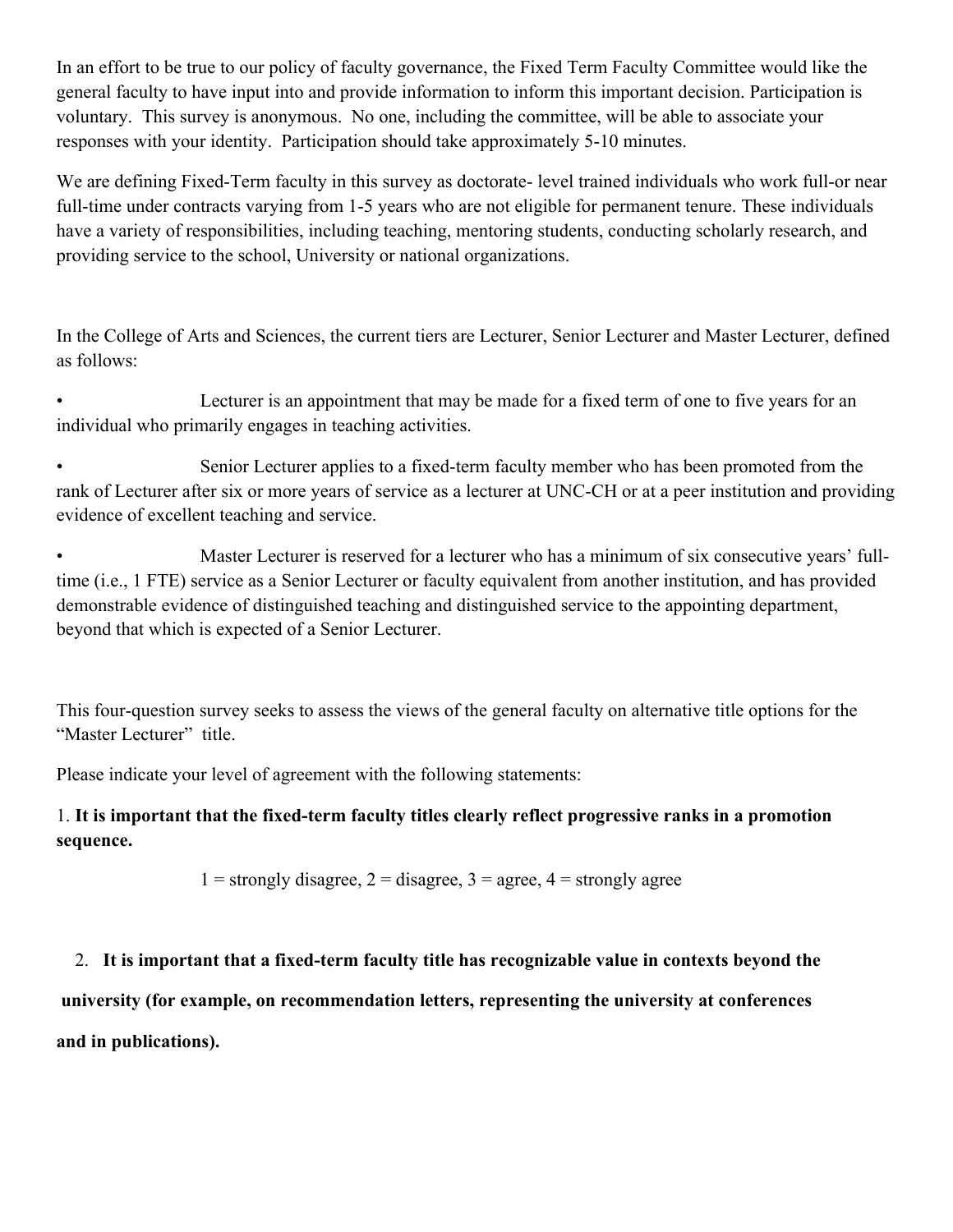In an effort to be true to our policy of faculty governance, the Fixed Term Faculty Committee would like the general faculty to have input into and provide information to inform this important decision. Participation is voluntary. This survey is anonymous. No one, including the committee, will be able to associate your responses with your identity. Participation should take approximately 5-10 minutes.

We are defining Fixed-Term faculty in this survey as doctorate- level trained individuals who work full-or near full-time under contracts varying from 1-5 years who are not eligible for permanent tenure. These individuals have a variety of responsibilities, including teaching, mentoring students, conducting scholarly research, and providing service to the school, University or national organizations.

In the College of Arts and Sciences, the current tiers are Lecturer, Senior Lecturer and Master Lecturer, defined as follows:

- Lecturer is an appointment that may be made for a fixed term of one to five years for an individual who primarily engages in teaching activities.
- Senior Lecturer applies to a fixed-term faculty member who has been promoted from the rank of Lecturer after six or more years of service as a lecturer at UNC-CH or at a peer institution and providing evidence of excellent teaching and service.
- Master Lecturer is reserved for a lecturer who has a minimum of six consecutive years' full-time (i.e., 1 FTE) service as a Senior Lecturer or faculty equivalent from another institution, and has provided demonstrable evidence of distinguished teaching and distinguished service to the appointing department, beyond that which is expected of a Senior Lecturer.

This four-question survey seeks to assess the views of the general faculty on alternative title options for the "Master Lecturer" title.

Please indicate your level of agreement with the following statements:

1. **It is important that the fixed-term faculty titles clearly reflect progressive ranks in a promotion sequence.**

   1 = strongly disagree, 2 = disagree, 3 = agree, 4 = strongly agree

2. **It is important that a fixed-term faculty title has recognizable value in contexts beyond the university (for example, on recommendation letters, representing the university at conferences and in publications).**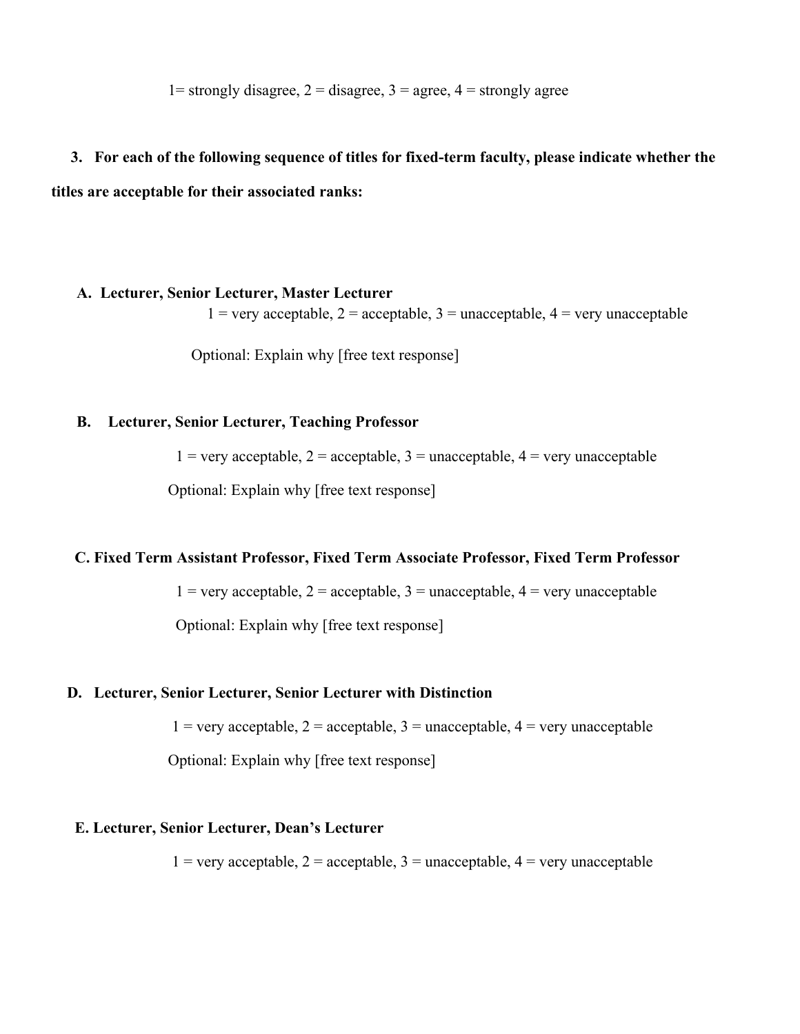1= strongly disagree, 2 = disagree, 3 = agree, 4 = strongly agree

**3. For each of the following sequence of titles for fixed-term faculty, please indicate whether the titles are acceptable for their associated ranks:**

**A. Lecturer, Senior Lecturer, Master Lecturer**

1 = very acceptable, 2 = acceptable, 3 = unacceptable, 4 = very unacceptable

Optional: Explain why [free text response]

**B. Lecturer, Senior Lecturer, Teaching Professor**

1 = very acceptable, 2 = acceptable, 3 = unacceptable, 4 = very unacceptable

Optional: Explain why [free text response]

**C. Fixed Term Assistant Professor, Fixed Term Associate Professor, Fixed Term Professor**

1 = very acceptable, 2 = acceptable, 3 = unacceptable, 4 = very unacceptable

Optional: Explain why [free text response]

**D. Lecturer, Senior Lecturer, Senior Lecturer with Distinction**

1 = very acceptable, 2 = acceptable, 3 = unacceptable, 4 = very unacceptable

Optional: Explain why [free text response]

**E. Lecturer, Senior Lecturer, Dean's Lecturer**

1 = very acceptable, 2 = acceptable, 3 = unacceptable, 4 = very unacceptable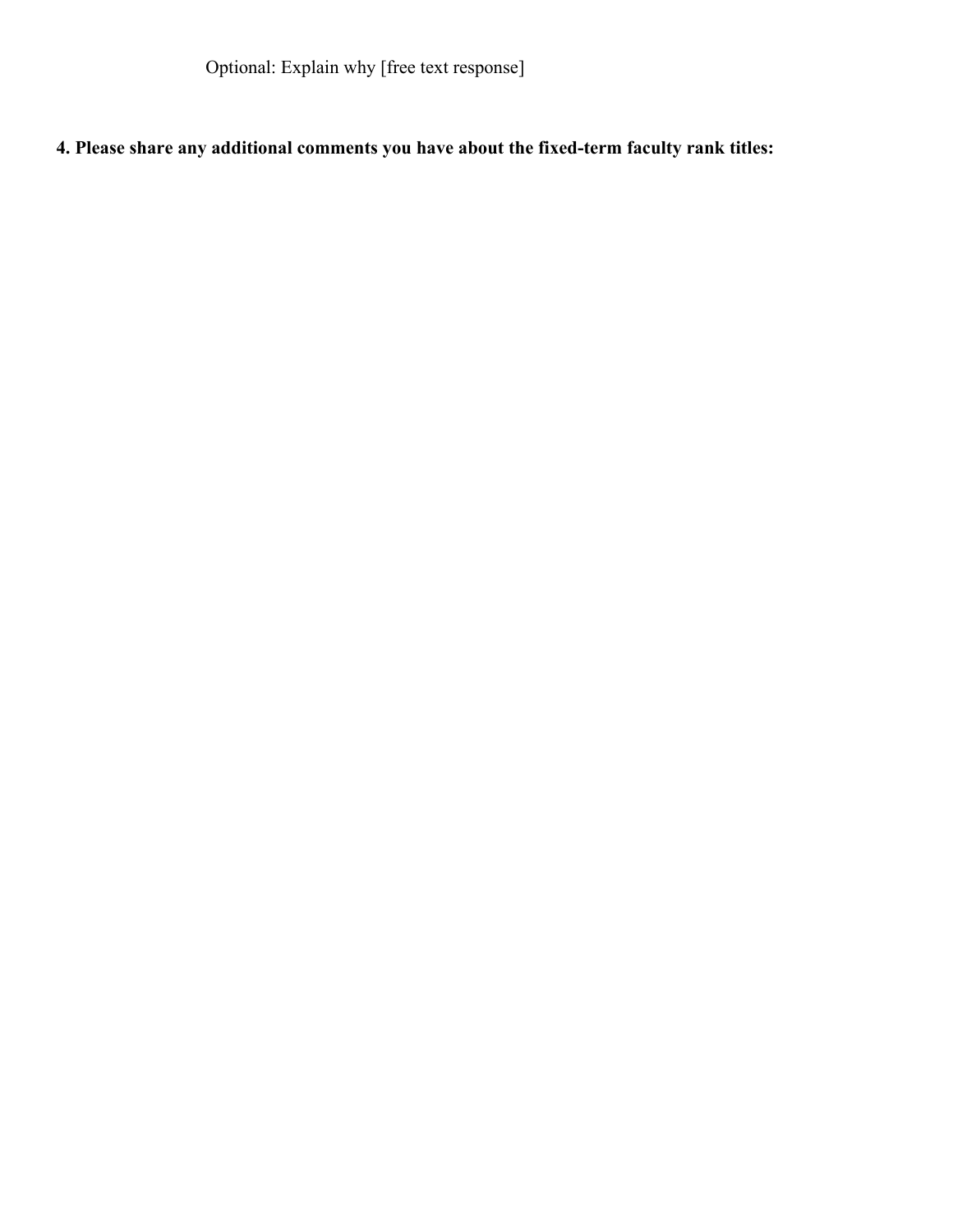Optional: Explain why [free text response]

**4. Please share any additional comments you have about the fixed-term faculty rank titles:**